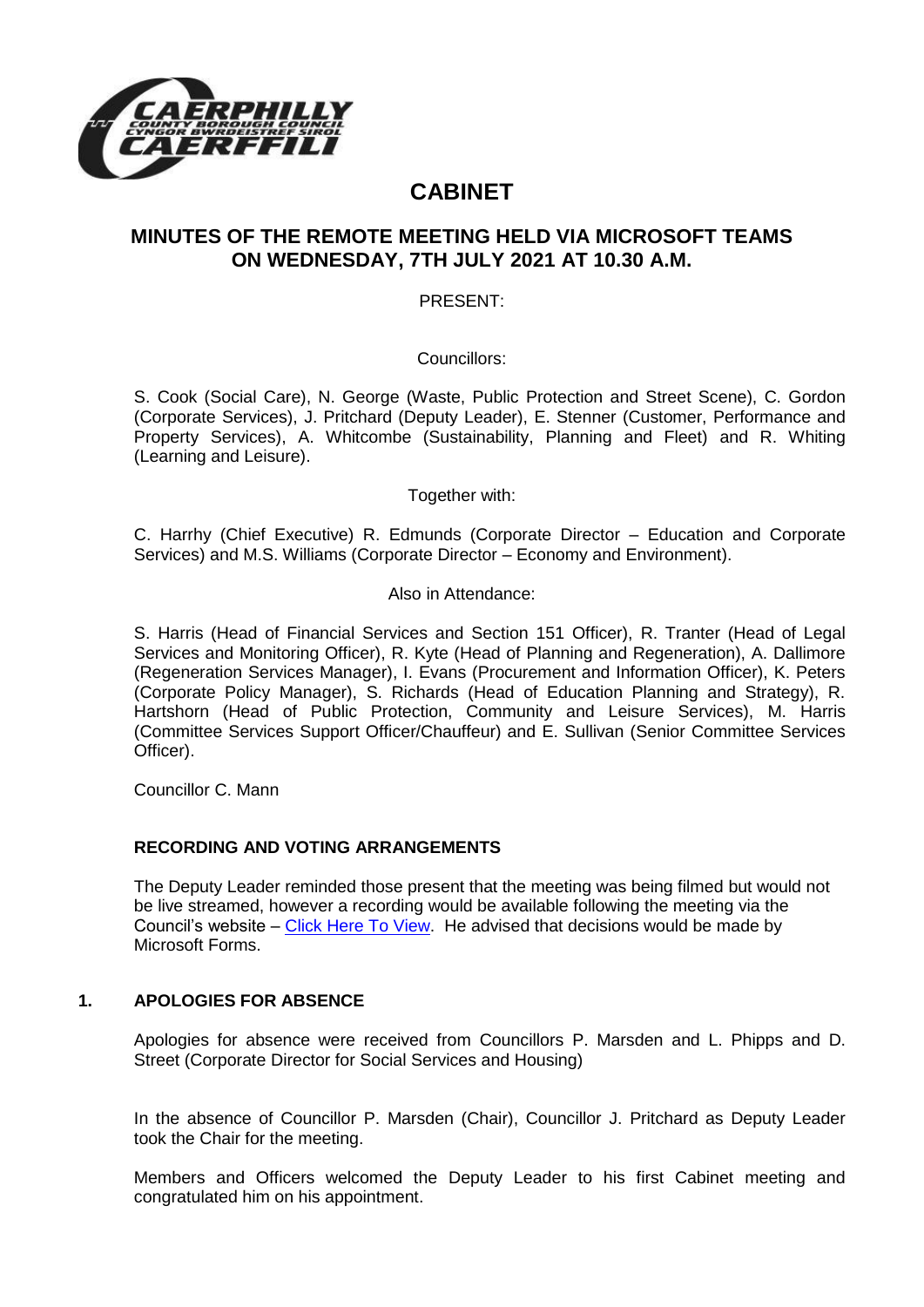# CABINET

## MINUTES OF THE REMOTE MEETING HELD VIA MICROSOFT TEAMS ON WEDNESDAY, 7TH JULY 2021 AT 10.30 A.M.

PRESENT:

Councillors:

S. Cook (Social Care), N. George (Waste, Public Protection and Street Scene), C. Gordon (Corporate Services), J. Pritchard (Deputy Leader), E. Stenner (Customer, Performance and Property Services), A. Whitcombe (Sustainability, Planning and Fleet) and R. Whiting (Learning and Leisure).

Together with:

C. Harrhy (Chief Executive) R. Edmunds (Corporate Director – Education and Corporate Services) and M.S. Williams (Corporate Director – Economy and Environment).

Also in Attendance:

S. Harris (Head of Financial Services and Section 151 Officer), R. Tranter (Head of Legal Services and Monitoring Officer), R. Kyte (Head of Planning and Regeneration), A. Dallimore (Regeneration Services Manager), I. Evans (Procurement and Information Officer), K. Peters (Corporate Policy Manager), S. Richards (Head of Education Planning and Strategy), R. Hartshorn (Head of Public Protection, Community and Leisure Services), M. Harris (Committee Services Support Officer/Chauffeur) and E. Sullivan (Senior Committee Services Officer).

Councillor C. Mann

### RECORDING AND VOTING ARRANGEMENTS

The Deputy Leader reminded those present that the meeting was being filmed but would not be live streamed, however a recording would be available following the meeting via the Council's website – Click Here To View. He advised that decisions would be made by Microsoft Forms.

### 1. APOLOGIES FOR ABSENCE

Apologies for absence were received from Councillors P. Marsden and L. Phipps and D. Street (Corporate Director for Social Services and Housing)

In the absence of Councillor P. Marsden (Chair), Councillor J. Pritchard as Deputy Leader took the Chair for the meeting.

Members and Officers welcomed the Deputy Leader to his first Cabinet meeting and congratulated him on his appointment.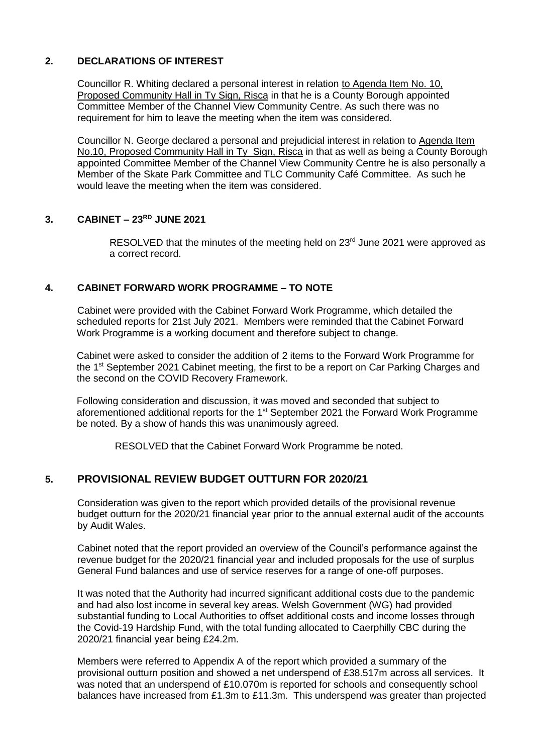## 2. DECLARATIONS OF INTEREST

Councillor R. Whiting declared a personal interest in relation to Agenda Item No. 10, Proposed Community Hall in Ty Sign, Risca in that he is a County Borough appointed Committee Member of the Channel View Community Centre. As such there was no requirement for him to leave the meeting when the item was considered.

Councillor N. George declared a personal and prejudicial interest in relation to Agenda Item No.10, Proposed Community Hall in Ty Sign, Risca in that as well as being a County Borough appointed Committee Member of the Channel View Community Centre he is also personally a Member of the Skate Park Committee and TLC Community Café Committee. As such he would leave the meeting when the item was considered.

## 3. CABINET – 23RD JUNE 2021

RESOLVED that the minutes of the meeting held on 23rd June 2021 were approved as a correct record.

## 4. CABINET FORWARD WORK PROGRAMME – TO NOTE

Cabinet were provided with the Cabinet Forward Work Programme, which detailed the scheduled reports for 21st July 2021. Members were reminded that the Cabinet Forward Work Programme is a working document and therefore subject to change.

Cabinet were asked to consider the addition of 2 items to the Forward Work Programme for the 1st September 2021 Cabinet meeting, the first to be a report on Car Parking Charges and the second on the COVID Recovery Framework.

Following consideration and discussion, it was moved and seconded that subject to aforementioned additional reports for the 1st September 2021 the Forward Work Programme be noted. By a show of hands this was unanimously agreed.

RESOLVED that the Cabinet Forward Work Programme be noted.

## 5. PROVISIONAL REVIEW BUDGET OUTTURN FOR 2020/21

Consideration was given to the report which provided details of the provisional revenue budget outturn for the 2020/21 financial year prior to the annual external audit of the accounts by Audit Wales.

Cabinet noted that the report provided an overview of the Council's performance against the revenue budget for the 2020/21 financial year and included proposals for the use of surplus General Fund balances and use of service reserves for a range of one-off purposes.

It was noted that the Authority had incurred significant additional costs due to the pandemic and had also lost income in several key areas. Welsh Government (WG) had provided substantial funding to Local Authorities to offset additional costs and income losses through the Covid-19 Hardship Fund, with the total funding allocated to Caerphilly CBC during the 2020/21 financial year being £24.2m.

Members were referred to Appendix A of the report which provided a summary of the provisional outturn position and showed a net underspend of £38.517m across all services. It was noted that an underspend of £10.070m is reported for schools and consequently school balances have increased from £1.3m to £11.3m. This underspend was greater than projected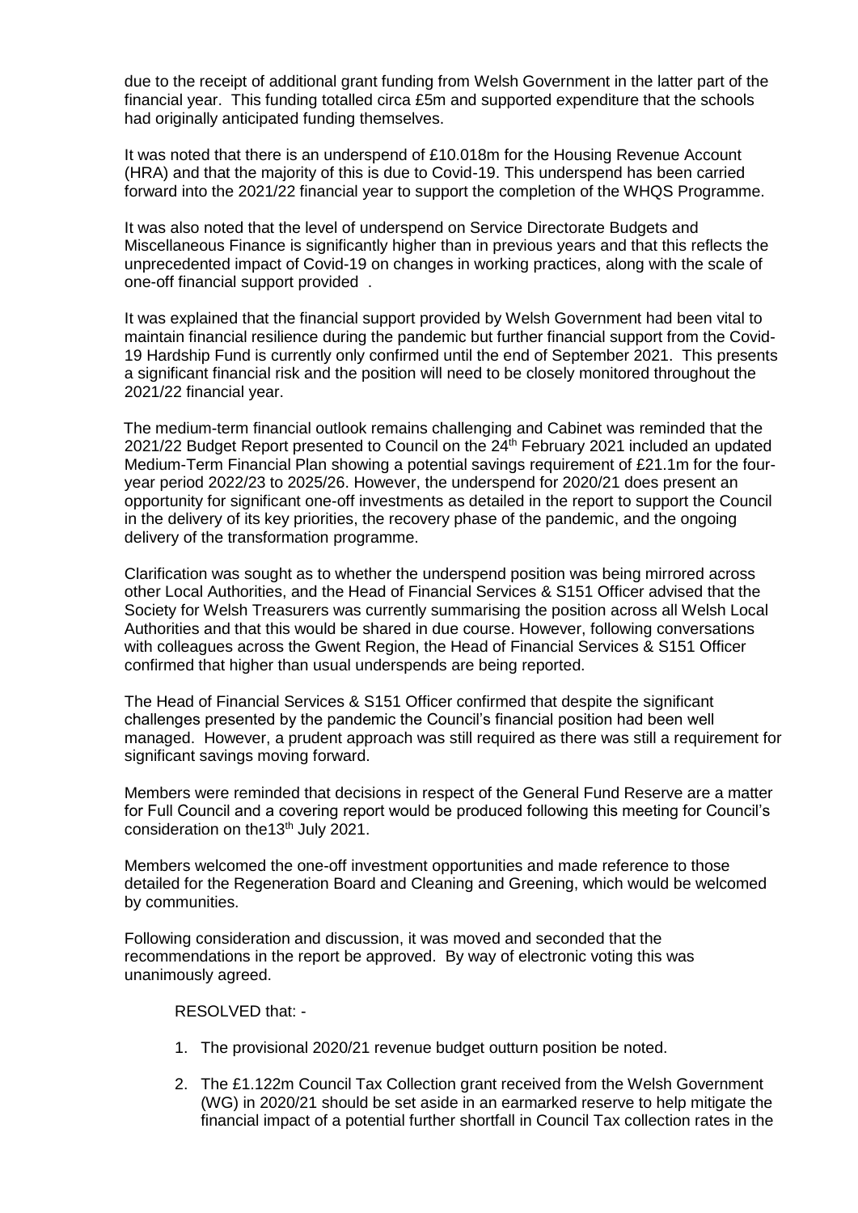due to the receipt of additional grant funding from Welsh Government in the latter part of the financial year. This funding totalled circa £5m and supported expenditure that the schools had originally anticipated funding themselves.

It was noted that there is an underspend of £10.018m for the Housing Revenue Account (HRA) and that the majority of this is due to Covid-19. This underspend has been carried forward into the 2021/22 financial year to support the completion of the WHQS Programme.

It was also noted that the level of underspend on Service Directorate Budgets and Miscellaneous Finance is significantly higher than in previous years and that this reflects the unprecedented impact of Covid-19 on changes in working practices, along with the scale of one-off financial support provided .

It was explained that the financial support provided by Welsh Government had been vital to maintain financial resilience during the pandemic but further financial support from the Covid-19 Hardship Fund is currently only confirmed until the end of September 2021. This presents a significant financial risk and the position will need to be closely monitored throughout the 2021/22 financial year.

The medium-term financial outlook remains challenging and Cabinet was reminded that the 2021/22 Budget Report presented to Council on the 24th February 2021 included an updated Medium-Term Financial Plan showing a potential savings requirement of £21.1m for the four-year period 2022/23 to 2025/26. However, the underspend for 2020/21 does present an opportunity for significant one-off investments as detailed in the report to support the Council in the delivery of its key priorities, the recovery phase of the pandemic, and the ongoing delivery of the transformation programme.

Clarification was sought as to whether the underspend position was being mirrored across other Local Authorities, and the Head of Financial Services & S151 Officer advised that the Society for Welsh Treasurers was currently summarising the position across all Welsh Local Authorities and that this would be shared in due course. However, following conversations with colleagues across the Gwent Region, the Head of Financial Services & S151 Officer confirmed that higher than usual underspends are being reported.

The Head of Financial Services & S151 Officer confirmed that despite the significant challenges presented by the pandemic the Council's financial position had been well managed. However, a prudent approach was still required as there was still a requirement for significant savings moving forward.

Members were reminded that decisions in respect of the General Fund Reserve are a matter for Full Council and a covering report would be produced following this meeting for Council's consideration on the13th July 2021.

Members welcomed the one-off investment opportunities and made reference to those detailed for the Regeneration Board and Cleaning and Greening, which would be welcomed by communities.

Following consideration and discussion, it was moved and seconded that the recommendations in the report be approved. By way of electronic voting this was unanimously agreed.

RESOLVED that: -

1. The provisional 2020/21 revenue budget outturn position be noted.
2. The £1.122m Council Tax Collection grant received from the Welsh Government (WG) in 2020/21 should be set aside in an earmarked reserve to help mitigate the financial impact of a potential further shortfall in Council Tax collection rates in the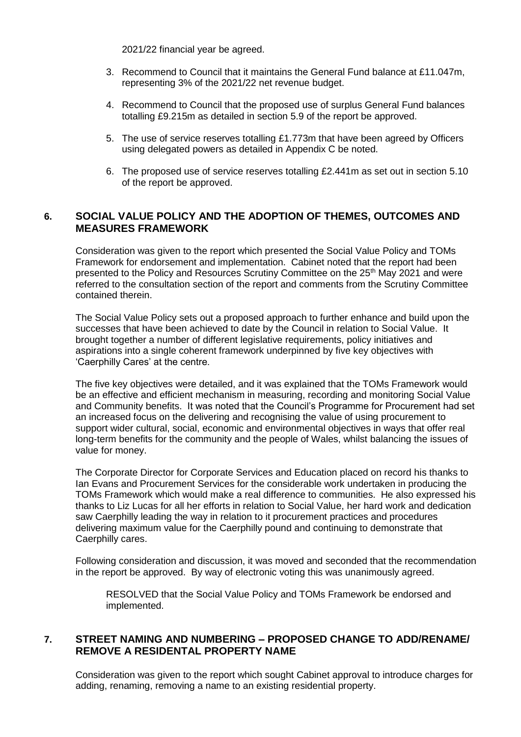2021/22 financial year be agreed.

3. Recommend to Council that it maintains the General Fund balance at £11.047m, representing 3% of the 2021/22 net revenue budget.
4. Recommend to Council that the proposed use of surplus General Fund balances totalling £9.215m as detailed in section 5.9 of the report be approved.
5. The use of service reserves totalling £1.773m that have been agreed by Officers using delegated powers as detailed in Appendix C be noted.
6. The proposed use of service reserves totalling £2.441m as set out in section 5.10 of the report be approved.

## 6. SOCIAL VALUE POLICY AND THE ADOPTION OF THEMES, OUTCOMES AND MEASURES FRAMEWORK

Consideration was given to the report which presented the Social Value Policy and TOMs Framework for endorsement and implementation. Cabinet noted that the report had been presented to the Policy and Resources Scrutiny Committee on the 25th May 2021 and were referred to the consultation section of the report and comments from the Scrutiny Committee contained therein.

The Social Value Policy sets out a proposed approach to further enhance and build upon the successes that have been achieved to date by the Council in relation to Social Value. It brought together a number of different legislative requirements, policy initiatives and aspirations into a single coherent framework underpinned by five key objectives with 'Caerphilly Cares' at the centre.

The five key objectives were detailed, and it was explained that the TOMs Framework would be an effective and efficient mechanism in measuring, recording and monitoring Social Value and Community benefits. It was noted that the Council's Programme for Procurement had set an increased focus on the delivering and recognising the value of using procurement to support wider cultural, social, economic and environmental objectives in ways that offer real long-term benefits for the community and the people of Wales, whilst balancing the issues of value for money.

The Corporate Director for Corporate Services and Education placed on record his thanks to Ian Evans and Procurement Services for the considerable work undertaken in producing the TOMs Framework which would make a real difference to communities. He also expressed his thanks to Liz Lucas for all her efforts in relation to Social Value, her hard work and dedication saw Caerphilly leading the way in relation to it procurement practices and procedures delivering maximum value for the Caerphilly pound and continuing to demonstrate that Caerphilly cares.

Following consideration and discussion, it was moved and seconded that the recommendation in the report be approved. By way of electronic voting this was unanimously agreed.

RESOLVED that the Social Value Policy and TOMs Framework be endorsed and implemented.

## 7. STREET NAMING AND NUMBERING – PROPOSED CHANGE TO ADD/RENAME/ REMOVE A RESIDENTAL PROPERTY NAME

Consideration was given to the report which sought Cabinet approval to introduce charges for adding, renaming, removing a name to an existing residential property.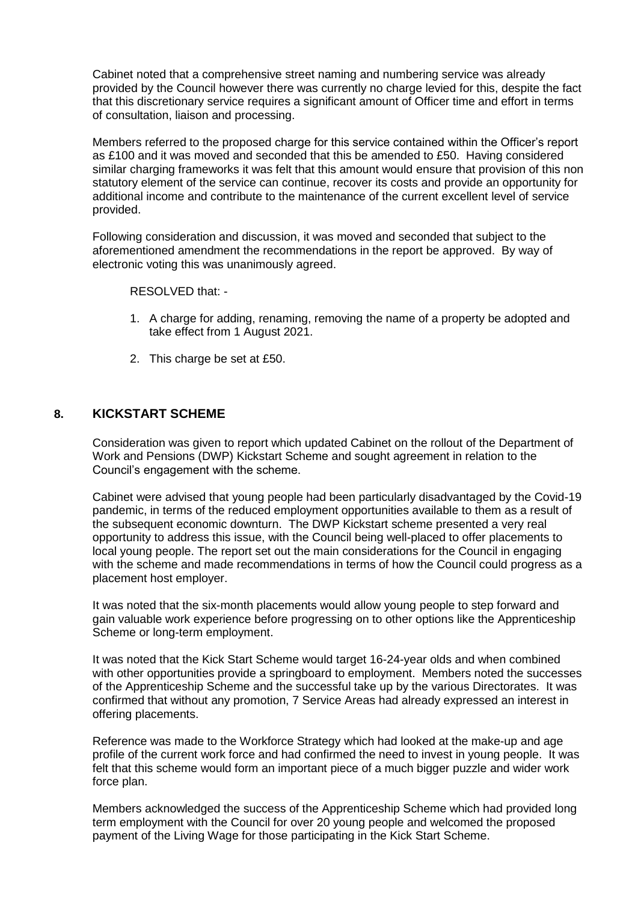Cabinet noted that a comprehensive street naming and numbering service was already provided by the Council however there was currently no charge levied for this, despite the fact that this discretionary service requires a significant amount of Officer time and effort in terms of consultation, liaison and processing.

Members referred to the proposed charge for this service contained within the Officer's report as £100 and it was moved and seconded that this be amended to £50. Having considered similar charging frameworks it was felt that this amount would ensure that provision of this non statutory element of the service can continue, recover its costs and provide an opportunity for additional income and contribute to the maintenance of the current excellent level of service provided.

Following consideration and discussion, it was moved and seconded that subject to the aforementioned amendment the recommendations in the report be approved. By way of electronic voting this was unanimously agreed.

RESOLVED that: -

1. A charge for adding, renaming, removing the name of a property be adopted and take effect from 1 August 2021.
2. This charge be set at £50.

## 8. KICKSTART SCHEME

Consideration was given to report which updated Cabinet on the rollout of the Department of Work and Pensions (DWP) Kickstart Scheme and sought agreement in relation to the Council's engagement with the scheme.

Cabinet were advised that young people had been particularly disadvantaged by the Covid-19 pandemic, in terms of the reduced employment opportunities available to them as a result of the subsequent economic downturn. The DWP Kickstart scheme presented a very real opportunity to address this issue, with the Council being well-placed to offer placements to local young people. The report set out the main considerations for the Council in engaging with the scheme and made recommendations in terms of how the Council could progress as a placement host employer.

It was noted that the six-month placements would allow young people to step forward and gain valuable work experience before progressing on to other options like the Apprenticeship Scheme or long-term employment.

It was noted that the Kick Start Scheme would target 16-24-year olds and when combined with other opportunities provide a springboard to employment. Members noted the successes of the Apprenticeship Scheme and the successful take up by the various Directorates. It was confirmed that without any promotion, 7 Service Areas had already expressed an interest in offering placements.

Reference was made to the Workforce Strategy which had looked at the make-up and age profile of the current work force and had confirmed the need to invest in young people. It was felt that this scheme would form an important piece of a much bigger puzzle and wider work force plan.

Members acknowledged the success of the Apprenticeship Scheme which had provided long term employment with the Council for over 20 young people and welcomed the proposed payment of the Living Wage for those participating in the Kick Start Scheme.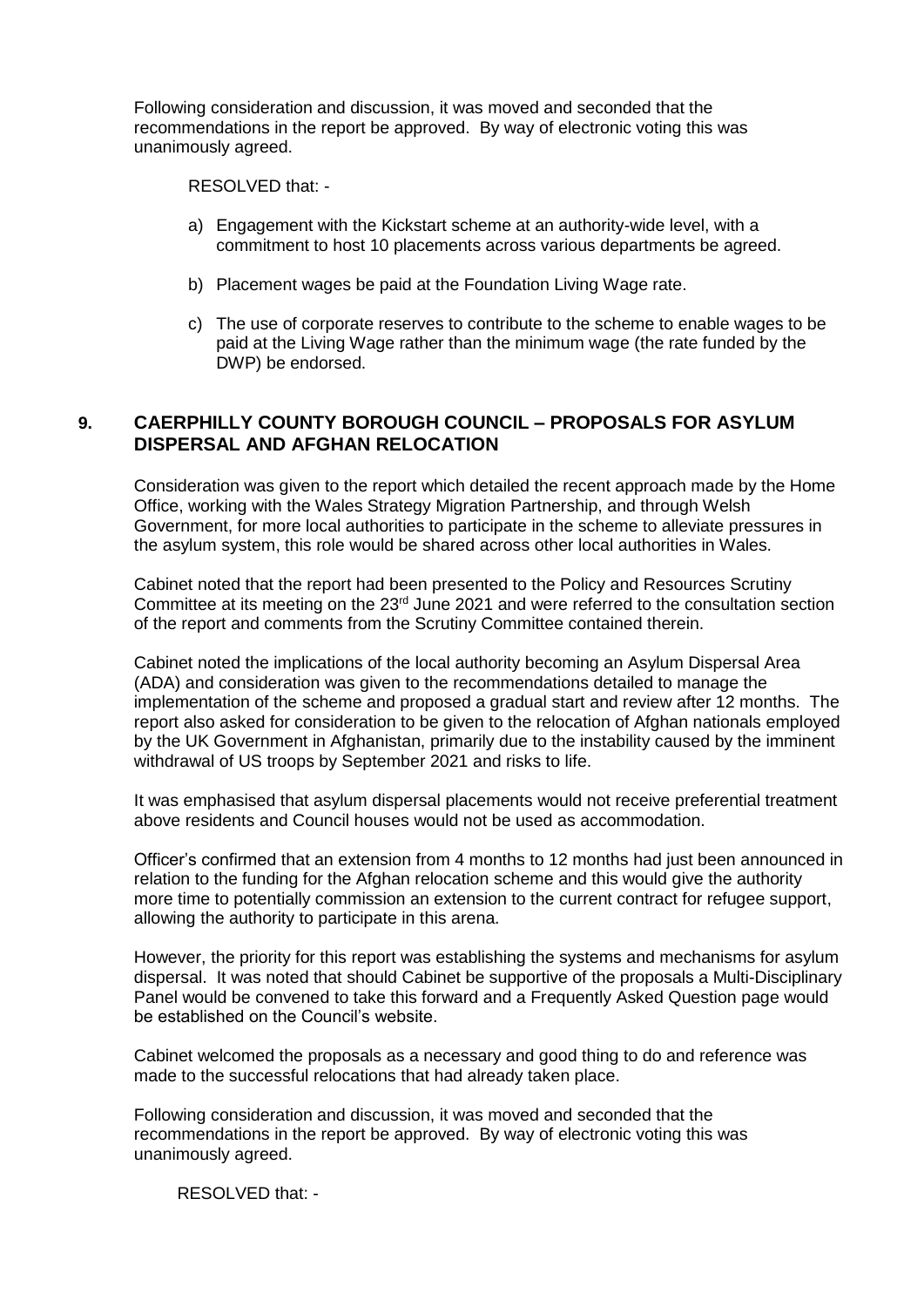Following consideration and discussion, it was moved and seconded that the recommendations in the report be approved. By way of electronic voting this was unanimously agreed.

RESOLVED that: -

a) Engagement with the Kickstart scheme at an authority-wide level, with a commitment to host 10 placements across various departments be agreed.

b) Placement wages be paid at the Foundation Living Wage rate.

c) The use of corporate reserves to contribute to the scheme to enable wages to be paid at the Living Wage rather than the minimum wage (the rate funded by the DWP) be endorsed.

## 9. CAERPHILLY COUNTY BOROUGH COUNCIL – PROPOSALS FOR ASYLUM DISPERSAL AND AFGHAN RELOCATION

Consideration was given to the report which detailed the recent approach made by the Home Office, working with the Wales Strategy Migration Partnership, and through Welsh Government, for more local authorities to participate in the scheme to alleviate pressures in the asylum system, this role would be shared across other local authorities in Wales.

Cabinet noted that the report had been presented to the Policy and Resources Scrutiny Committee at its meeting on the 23rd June 2021 and were referred to the consultation section of the report and comments from the Scrutiny Committee contained therein.

Cabinet noted the implications of the local authority becoming an Asylum Dispersal Area (ADA) and consideration was given to the recommendations detailed to manage the implementation of the scheme and proposed a gradual start and review after 12 months. The report also asked for consideration to be given to the relocation of Afghan nationals employed by the UK Government in Afghanistan, primarily due to the instability caused by the imminent withdrawal of US troops by September 2021 and risks to life.

It was emphasised that asylum dispersal placements would not receive preferential treatment above residents and Council houses would not be used as accommodation.

Officer's confirmed that an extension from 4 months to 12 months had just been announced in relation to the funding for the Afghan relocation scheme and this would give the authority more time to potentially commission an extension to the current contract for refugee support, allowing the authority to participate in this arena.

However, the priority for this report was establishing the systems and mechanisms for asylum dispersal. It was noted that should Cabinet be supportive of the proposals a Multi-Disciplinary Panel would be convened to take this forward and a Frequently Asked Question page would be established on the Council's website.

Cabinet welcomed the proposals as a necessary and good thing to do and reference was made to the successful relocations that had already taken place.

Following consideration and discussion, it was moved and seconded that the recommendations in the report be approved. By way of electronic voting this was unanimously agreed.

RESOLVED that: -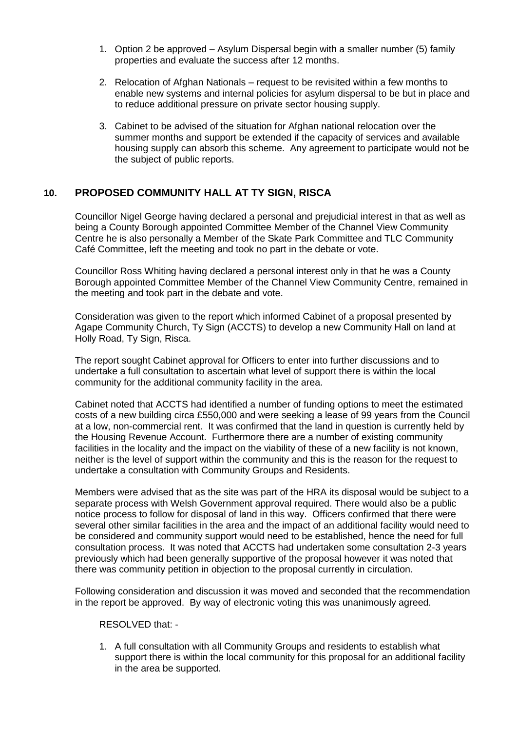1. Option 2 be approved – Asylum Dispersal begin with a smaller number (5) family properties and evaluate the success after 12 months.

2. Relocation of Afghan Nationals – request to be revisited within a few months to enable new systems and internal policies for asylum dispersal to be but in place and to reduce additional pressure on private sector housing supply.

3. Cabinet to be advised of the situation for Afghan national relocation over the summer months and support be extended if the capacity of services and available housing supply can absorb this scheme. Any agreement to participate would not be the subject of public reports.

## 10. PROPOSED COMMUNITY HALL AT TY SIGN, RISCA

Councillor Nigel George having declared a personal and prejudicial interest in that as well as being a County Borough appointed Committee Member of the Channel View Community Centre he is also personally a Member of the Skate Park Committee and TLC Community Café Committee, left the meeting and took no part in the debate or vote.

Councillor Ross Whiting having declared a personal interest only in that he was a County Borough appointed Committee Member of the Channel View Community Centre, remained in the meeting and took part in the debate and vote.

Consideration was given to the report which informed Cabinet of a proposal presented by Agape Community Church, Ty Sign (ACCTS) to develop a new Community Hall on land at Holly Road, Ty Sign, Risca.

The report sought Cabinet approval for Officers to enter into further discussions and to undertake a full consultation to ascertain what level of support there is within the local community for the additional community facility in the area.

Cabinet noted that ACCTS had identified a number of funding options to meet the estimated costs of a new building circa £550,000 and were seeking a lease of 99 years from the Council at a low, non-commercial rent. It was confirmed that the land in question is currently held by the Housing Revenue Account. Furthermore there are a number of existing community facilities in the locality and the impact on the viability of these of a new facility is not known, neither is the level of support within the community and this is the reason for the request to undertake a consultation with Community Groups and Residents.

Members were advised that as the site was part of the HRA its disposal would be subject to a separate process with Welsh Government approval required. There would also be a public notice process to follow for disposal of land in this way. Officers confirmed that there were several other similar facilities in the area and the impact of an additional facility would need to be considered and community support would need to be established, hence the need for full consultation process. It was noted that ACCTS had undertaken some consultation 2-3 years previously which had been generally supportive of the proposal however it was noted that there was community petition in objection to the proposal currently in circulation.

Following consideration and discussion it was moved and seconded that the recommendation in the report be approved. By way of electronic voting this was unanimously agreed.

RESOLVED that: -

1. A full consultation with all Community Groups and residents to establish what support there is within the local community for this proposal for an additional facility in the area be supported.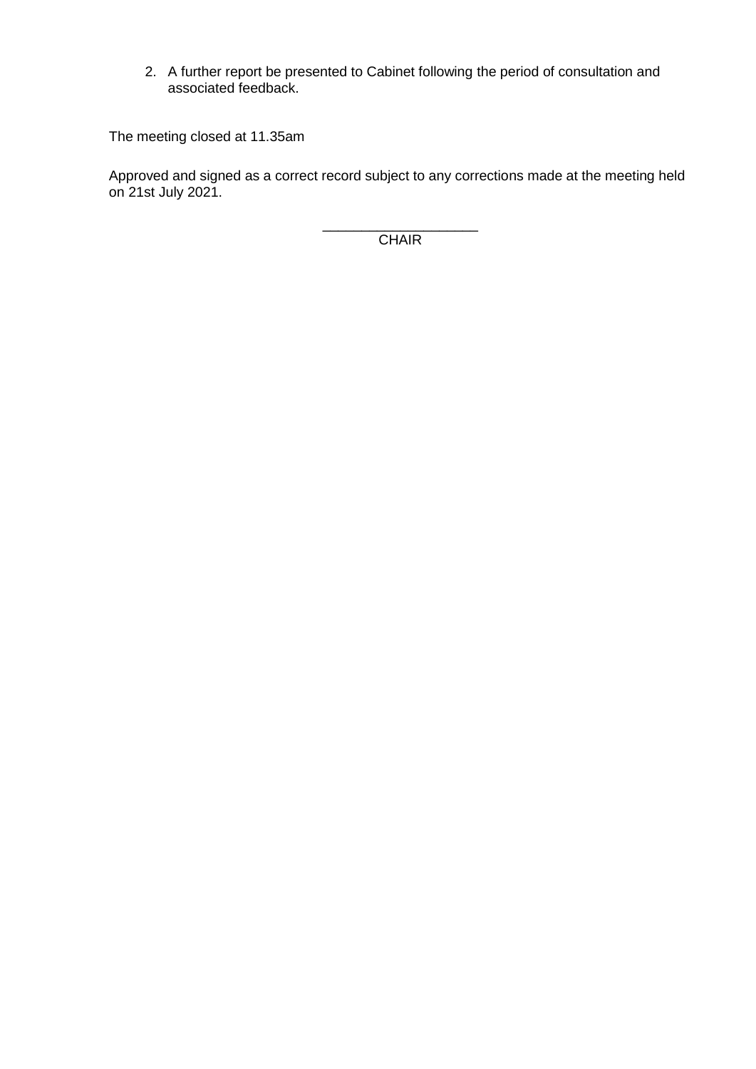2. A further report be presented to Cabinet following the period of consultation and associated feedback.

The meeting closed at 11.35am

Approved and signed as a correct record subject to any corrections made at the meeting held on 21st July 2021.

____________________
CHAIR